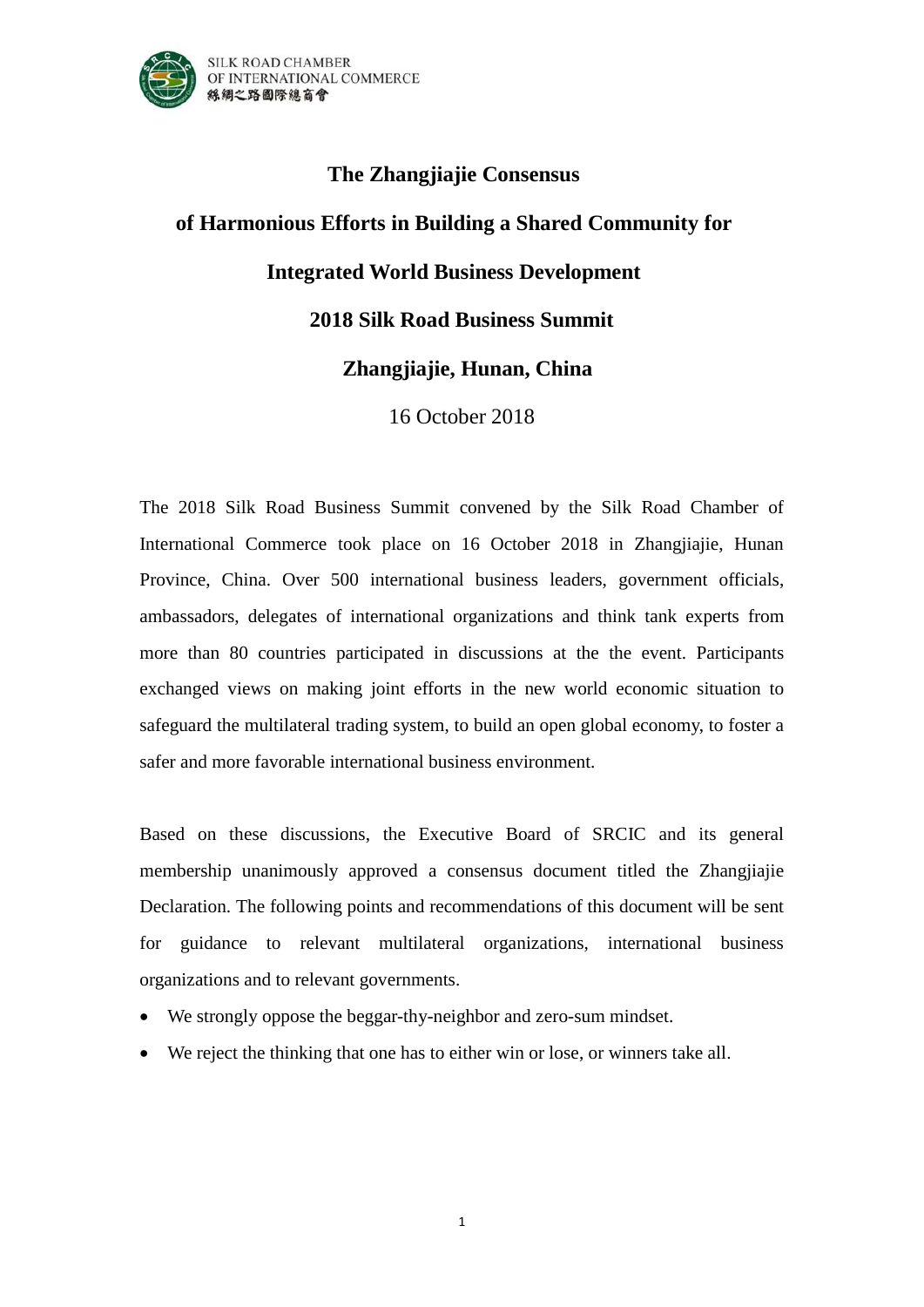# The Zhangjiajie Consensus

## of Harmonious Efforts in Building a Shared Community for

## Integrated World Business Development

## 2018 Silk Road Business Summit

## Zhangjiajie, Hunan, China

16 October 2018

The 2018 Silk Road Business Summit convened by the Silk Road Chamber of International Commerce took place on 16 October 2018 in Zhangjiajie, Hunan Province, China. Over 500 international business leaders, government officials, ambassadors, delegates of international organizations and think tank experts from more than 80 countries participated in discussions at the the event. Participants exchanged views on making joint efforts in the new world economic situation to safeguard the multilateral trading system, to build an open global economy, to foster a safer and more favorable international business environment.

Based on these discussions, the Executive Board of SRCIC and its general membership unanimously approved a consensus document titled the Zhangjiajie Declaration. The following points and recommendations of this document will be sent for guidance to relevant multilateral organizations, international business organizations and to relevant governments.

- We strongly oppose the beggar-thy-neighbor and zero-sum mindset.
- We reject the thinking that one has to either win or lose, or winners take all.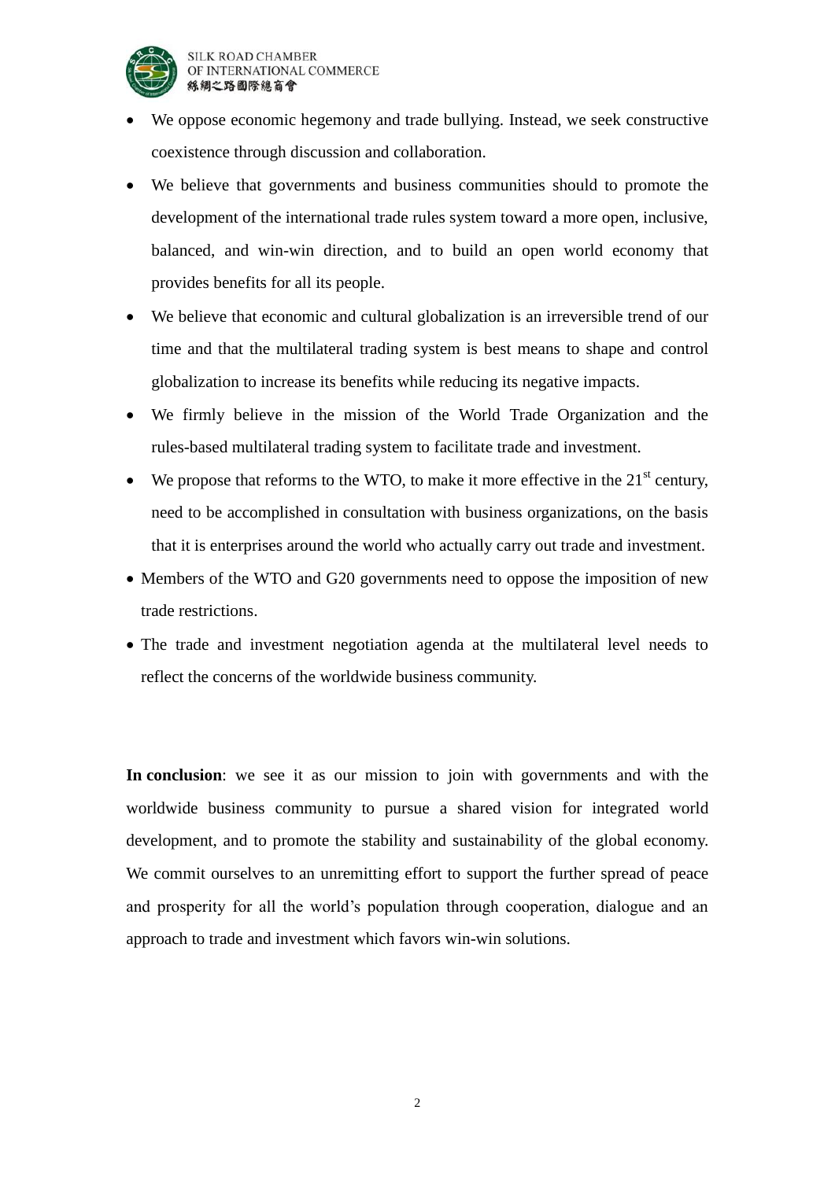- We oppose economic hegemony and trade bullying. Instead, we seek constructive coexistence through discussion and collaboration.
- We believe that governments and business communities should to promote the development of the international trade rules system toward a more open, inclusive, balanced, and win-win direction, and to build an open world economy that provides benefits for all its people.
- We believe that economic and cultural globalization is an irreversible trend of our time and that the multilateral trading system is best means to shape and control globalization to increase its benefits while reducing its negative impacts.
- We firmly believe in the mission of the World Trade Organization and the rules-based multilateral trading system to facilitate trade and investment.
- We propose that reforms to the WTO, to make it more effective in the 21st century, need to be accomplished in consultation with business organizations, on the basis that it is enterprises around the world who actually carry out trade and investment.
- Members of the WTO and G20 governments need to oppose the imposition of new trade restrictions.
- The trade and investment negotiation agenda at the multilateral level needs to reflect the concerns of the worldwide business community.

**In conclusion**: we see it as our mission to join with governments and with the worldwide business community to pursue a shared vision for integrated world development, and to promote the stability and sustainability of the global economy. We commit ourselves to an unremitting effort to support the further spread of peace and prosperity for all the world's population through cooperation, dialogue and an approach to trade and investment which favors win-win solutions.